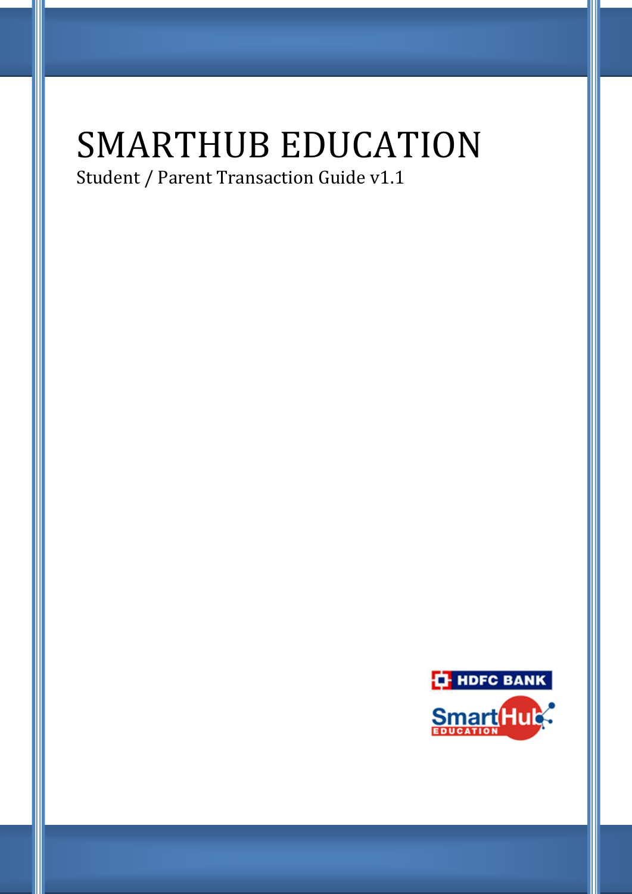# SMARTHUB EDUCATION

Student / Parent Transaction Guide v1.1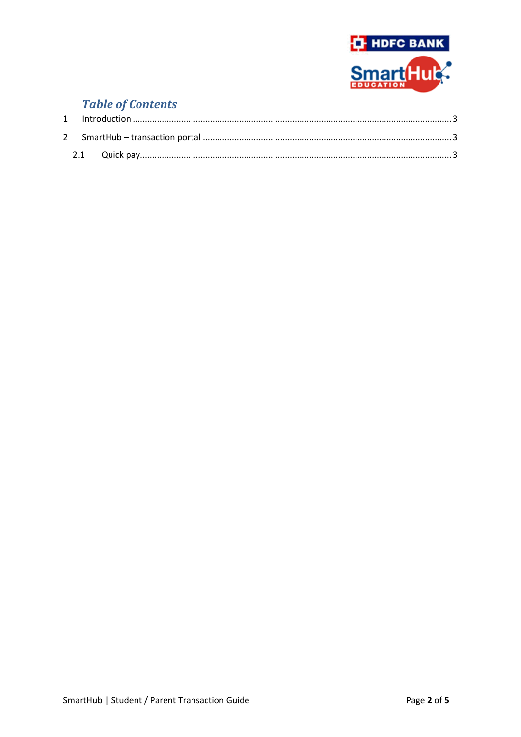## *Table of Contents*

1 Introduction ........................................................................................................................ 3

2 SmartHub – transaction portal ............................................................................................. 3

  2.1 Quick pay.......................................................................................................................... 3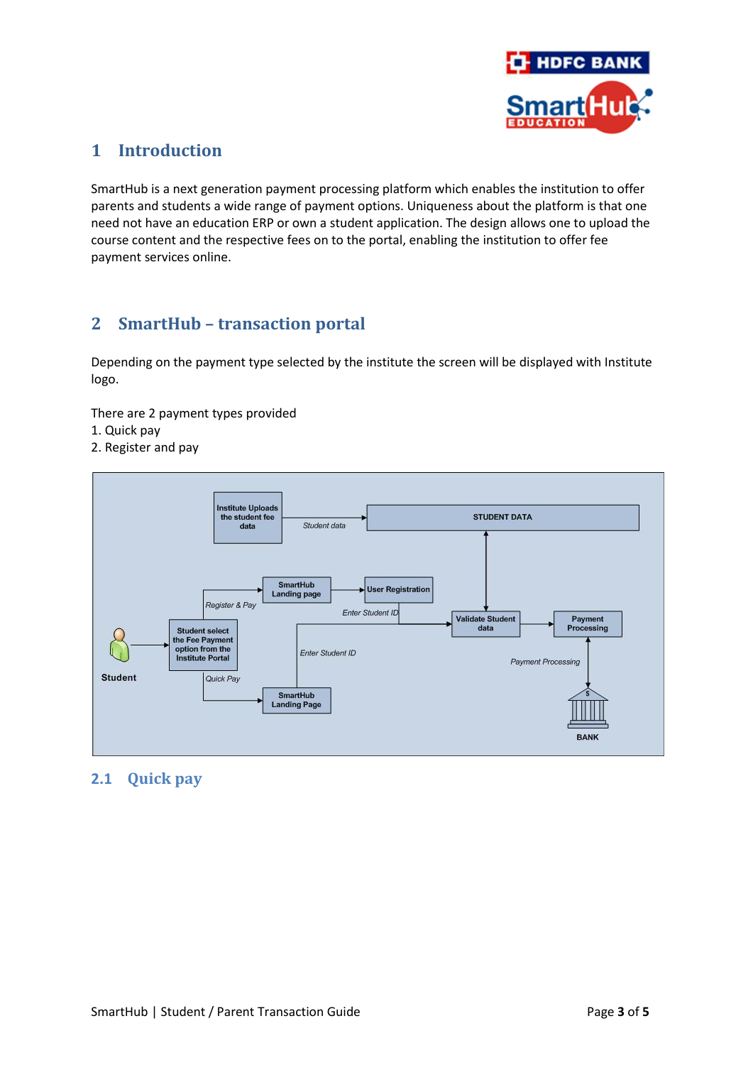# 1 Introduction

SmartHub is a next generation payment processing platform which enables the institution to offer parents and students a wide range of payment options. Uniqueness about the platform is that one need not have an education ERP or own a student application. The design allows one to upload the course content and the respective fees on to the portal, enabling the institution to offer fee payment services online.

# 2 SmartHub – transaction portal

Depending on the payment type selected by the institute the screen will be displayed with Institute logo.

There are 2 payment types provided
1. Quick pay
2. Register and pay

## 2.1 Quick pay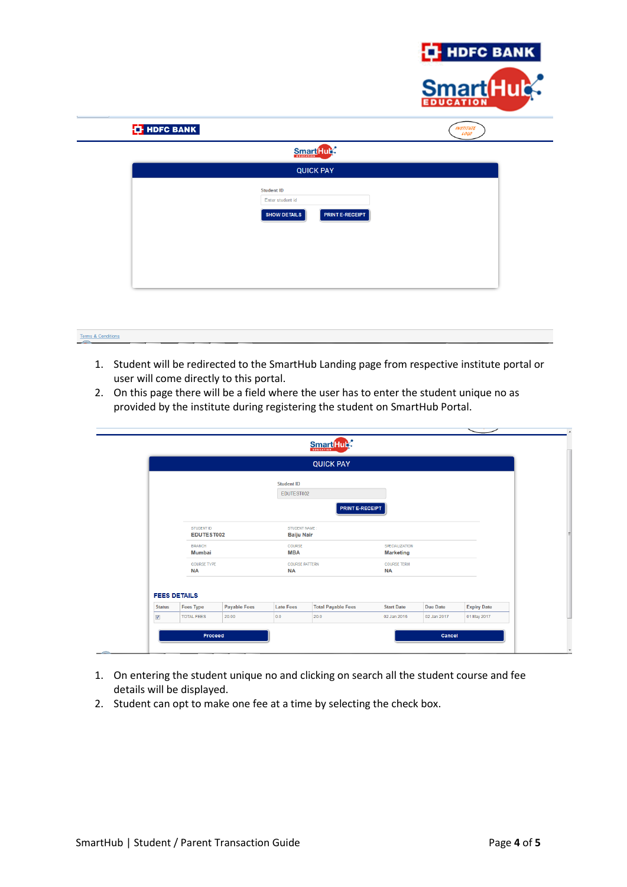1. Student will be redirected to the SmartHub Landing page from respective institute portal or user will come directly to this portal.
2. On this page there will be a field where the user has to enter the student unique no as provided by the institute during registering the student on SmartHub Portal.

1. On entering the student unique no and clicking on search all the student course and fee details will be displayed.
2. Student can opt to make one fee at a time by selecting the check box.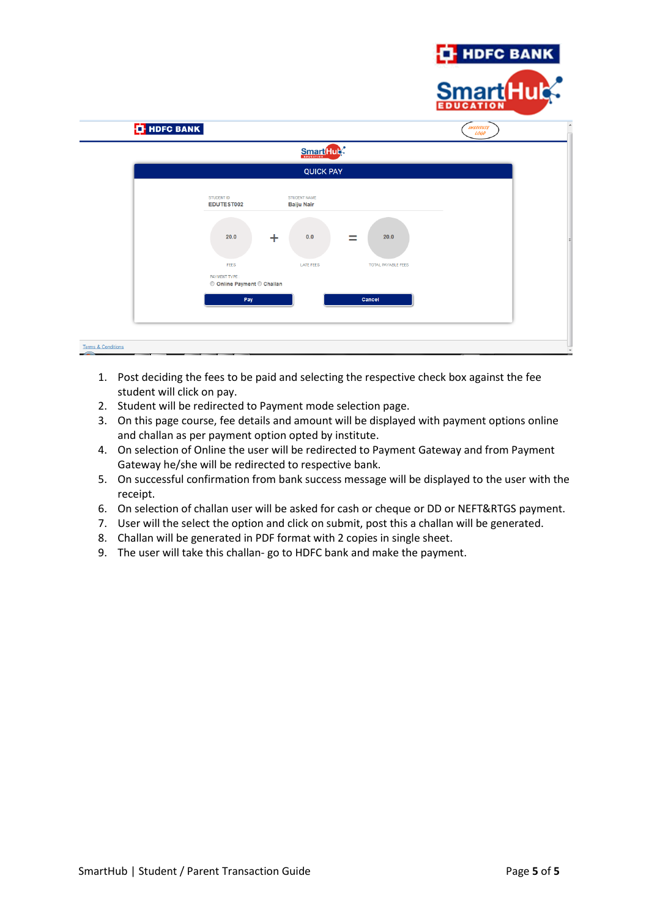HDFC BANK

QUICK PAY

STUDENT ID
EDUTEST002

STUDENT NAME
Baiju Nair

20.0
FEES

+

0.0
LATE FEES

=

20.0
TOTAL PAYABLE FEES

PAYMENT TYPE
Online Payment Challan

Pay

Cancel

Terms & Conditions

1. Post deciding the fees to be paid and selecting the respective check box against the fee student will click on pay.
2. Student will be redirected to Payment mode selection page.
3. On this page course, fee details and amount will be displayed with payment options online and challan as per payment option opted by institute.
4. On selection of Online the user will be redirected to Payment Gateway and from Payment Gateway he/she will be redirected to respective bank.
5. On successful confirmation from bank success message will be displayed to the user with the receipt.
6. On selection of challan user will be asked for cash or cheque or DD or NEFT&RTGS payment.
7. User will the select the option and click on submit, post this a challan will be generated.
8. Challan will be generated in PDF format with 2 copies in single sheet.
9. The user will take this challan- go to HDFC bank and make the payment.